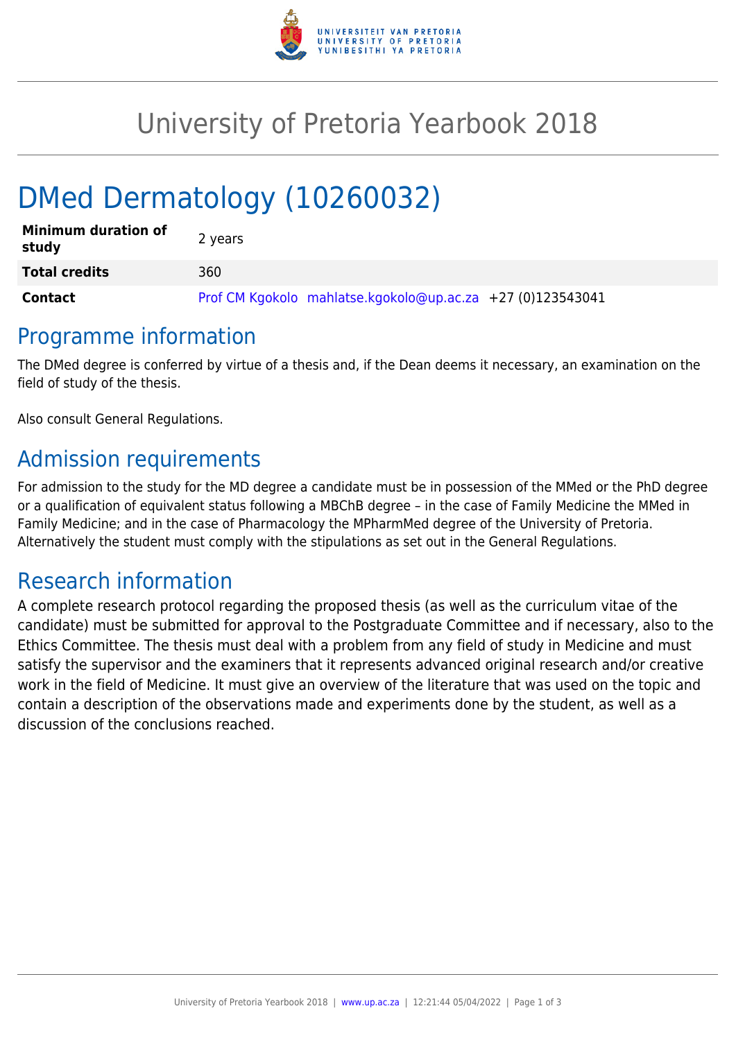# University of Pretoria Yearbook 2018

# DMed Dermatology (10260032)

| **Minimum duration of study** | 2 years |
|---|---|
| **Total credits** | 360 |
| **Contact** | Prof CM Kgokolo  mahlatse.kgokolo@up.ac.za  +27 (0)123543041 |

## Programme information

The DMed degree is conferred by virtue of a thesis and, if the Dean deems it necessary, an examination on the field of study of the thesis.

Also consult General Regulations.

## Admission requirements

For admission to the study for the MD degree a candidate must be in possession of the MMed or the PhD degree or a qualification of equivalent status following a MBChB degree – in the case of Family Medicine the MMed in Family Medicine; and in the case of Pharmacology the MPharmMed degree of the University of Pretoria. Alternatively the student must comply with the stipulations as set out in the General Regulations.

## Research information

A complete research protocol regarding the proposed thesis (as well as the curriculum vitae of the candidate) must be submitted for approval to the Postgraduate Committee and if necessary, also to the Ethics Committee. The thesis must deal with a problem from any field of study in Medicine and must satisfy the supervisor and the examiners that it represents advanced original research and/or creative work in the field of Medicine. It must give an overview of the literature that was used on the topic and contain a description of the observations made and experiments done by the student, as well as a discussion of the conclusions reached.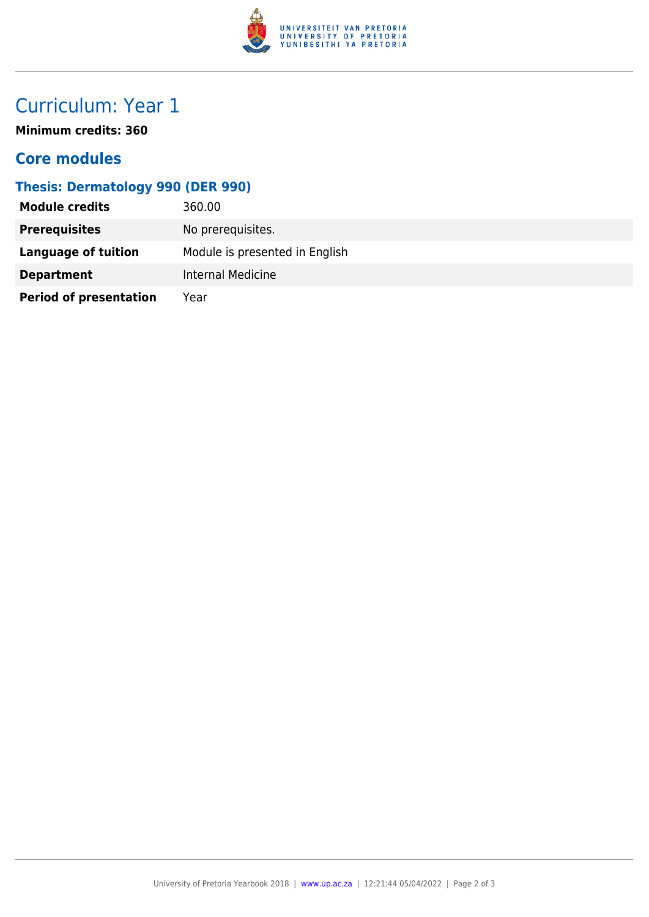# Curriculum: Year 1

**Minimum credits: 360**

## Core modules

### Thesis: Dermatology 990 (DER 990)

| | |
|---|---|
| **Module credits** | 360.00 |
| **Prerequisites** | No prerequisites. |
| **Language of tuition** | Module is presented in English |
| **Department** | Internal Medicine |
| **Period of presentation** | Year |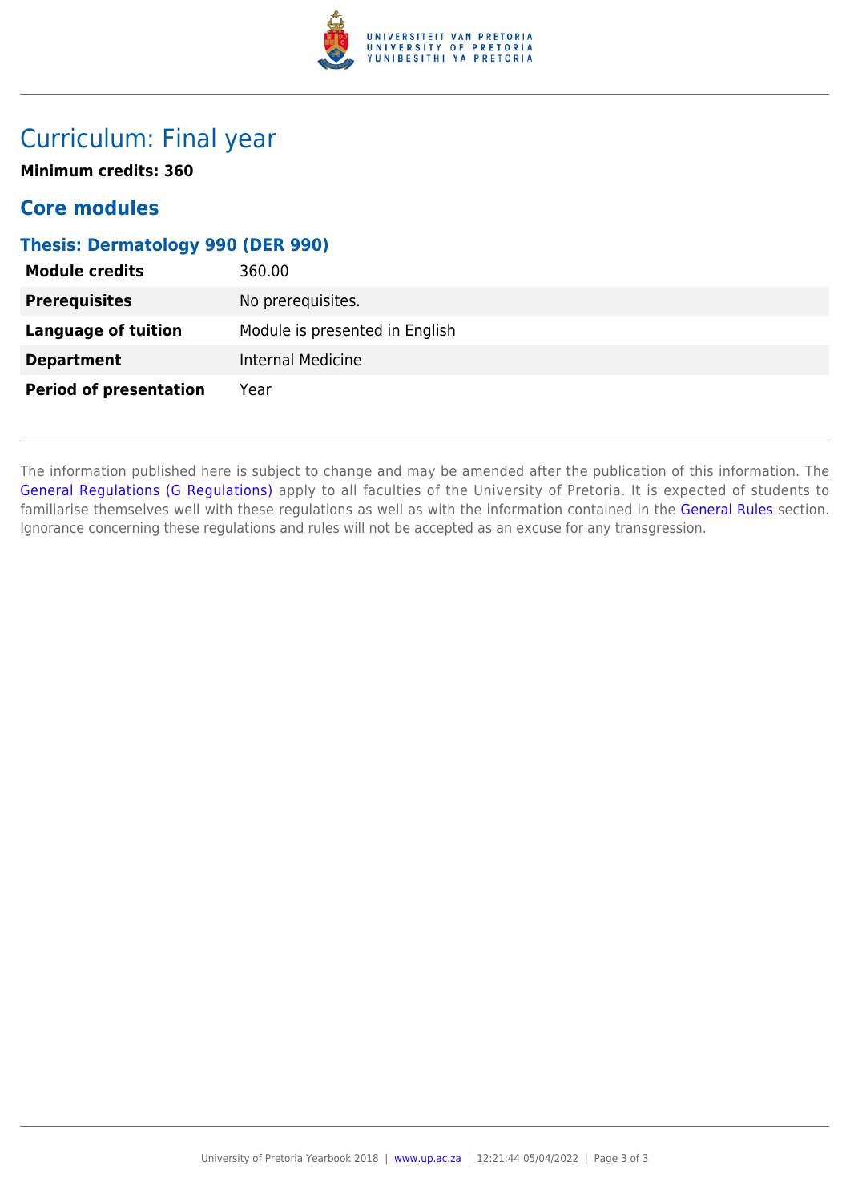# Curriculum: Final year

**Minimum credits: 360**

## Core modules

### Thesis: Dermatology 990 (DER 990)

| | |
|---|---|
| **Module credits** | 360.00 |
| **Prerequisites** | No prerequisites. |
| **Language of tuition** | Module is presented in English |
| **Department** | Internal Medicine |
| **Period of presentation** | Year |

The information published here is subject to change and may be amended after the publication of this information. The General Regulations (G Regulations) apply to all faculties of the University of Pretoria. It is expected of students to familiarise themselves well with these regulations as well as with the information contained in the General Rules section. Ignorance concerning these regulations and rules will not be accepted as an excuse for any transgression.